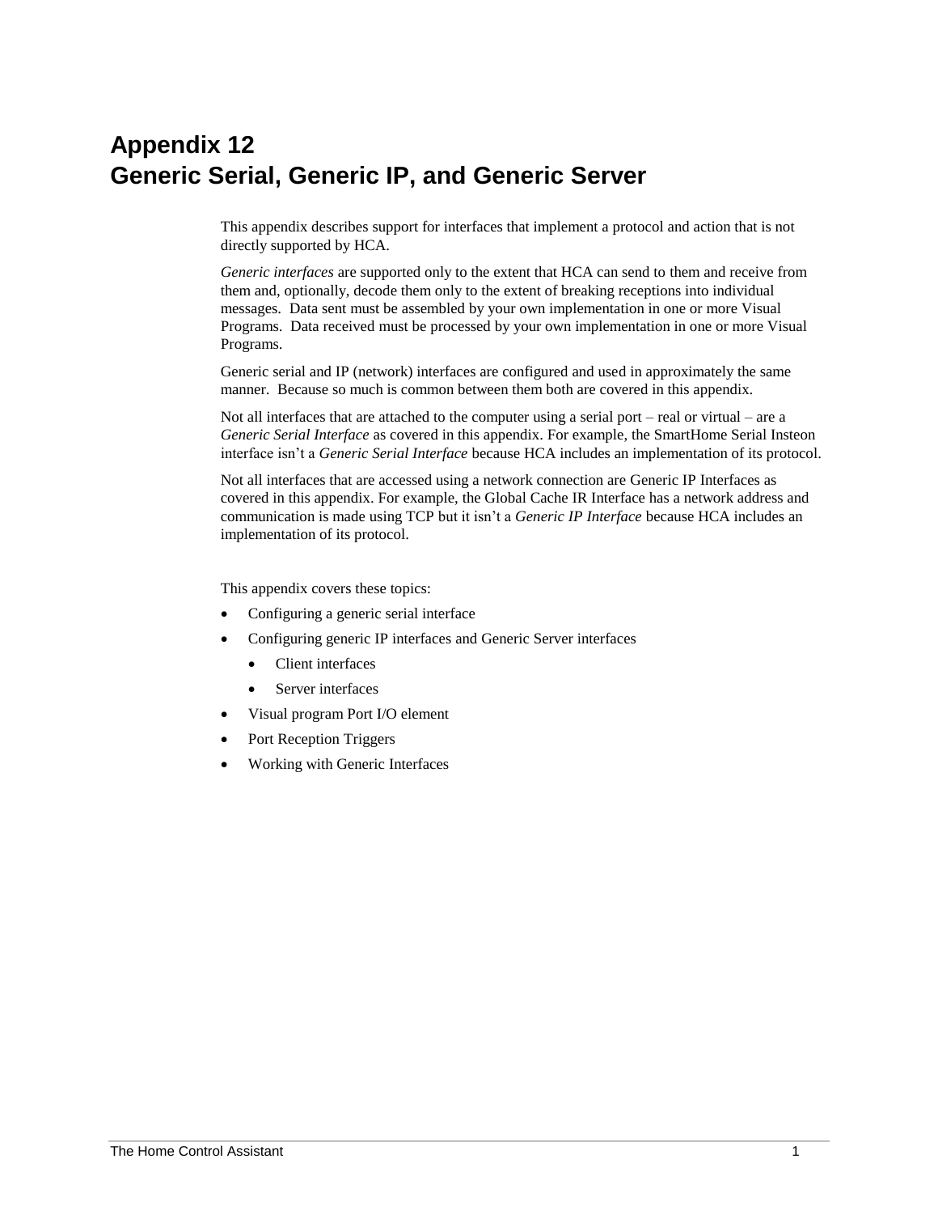# Appendix 12
# Generic Serial, Generic IP, and Generic Server

This appendix describes support for interfaces that implement a protocol and action that is not directly supported by HCA.

*Generic interfaces* are supported only to the extent that HCA can send to them and receive from them and, optionally, decode them only to the extent of breaking receptions into individual messages. Data sent must be assembled by your own implementation in one or more Visual Programs. Data received must be processed by your own implementation in one or more Visual Programs.

Generic serial and IP (network) interfaces are configured and used in approximately the same manner. Because so much is common between them both are covered in this appendix.

Not all interfaces that are attached to the computer using a serial port – real or virtual – are a *Generic Serial Interface* as covered in this appendix. For example, the SmartHome Serial Insteon interface isn't a *Generic Serial Interface* because HCA includes an implementation of its protocol.

Not all interfaces that are accessed using a network connection are Generic IP Interfaces as covered in this appendix. For example, the Global Cache IR Interface has a network address and communication is made using TCP but it isn't a *Generic IP Interface* because HCA includes an implementation of its protocol.

This appendix covers these topics:

- Configuring a generic serial interface
- Configuring generic IP interfaces and Generic Server interfaces
  - Client interfaces
  - Server interfaces
- Visual program Port I/O element
- Port Reception Triggers
- Working with Generic Interfaces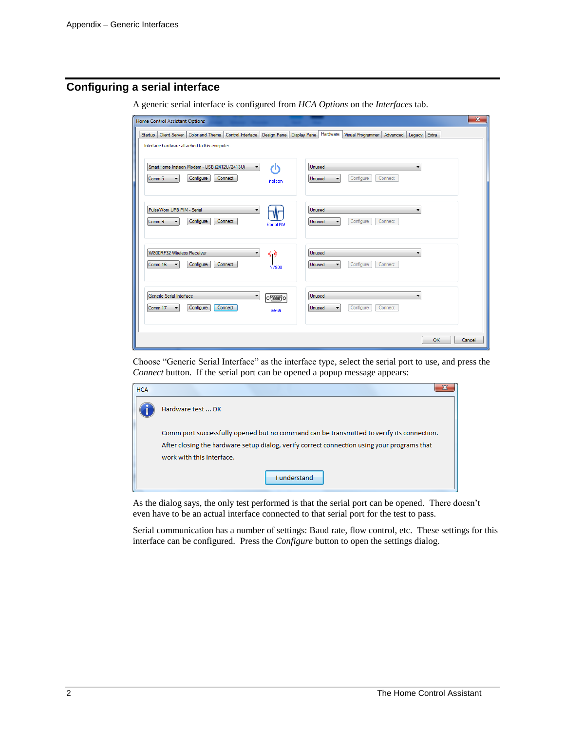## Configuring a serial interface

A generic serial interface is configured from *HCA Options* on the *Interfaces* tab.

Choose "Generic Serial Interface" as the interface type, select the serial port to use, and press the *Connect* button. If the serial port can be opened a popup message appears:

As the dialog says, the only test performed is that the serial port can be opened. There doesn't even have to be an actual interface connected to that serial port for the test to pass.

Serial communication has a number of settings: Baud rate, flow control, etc. These settings for this interface can be configured. Press the *Configure* button to open the settings dialog.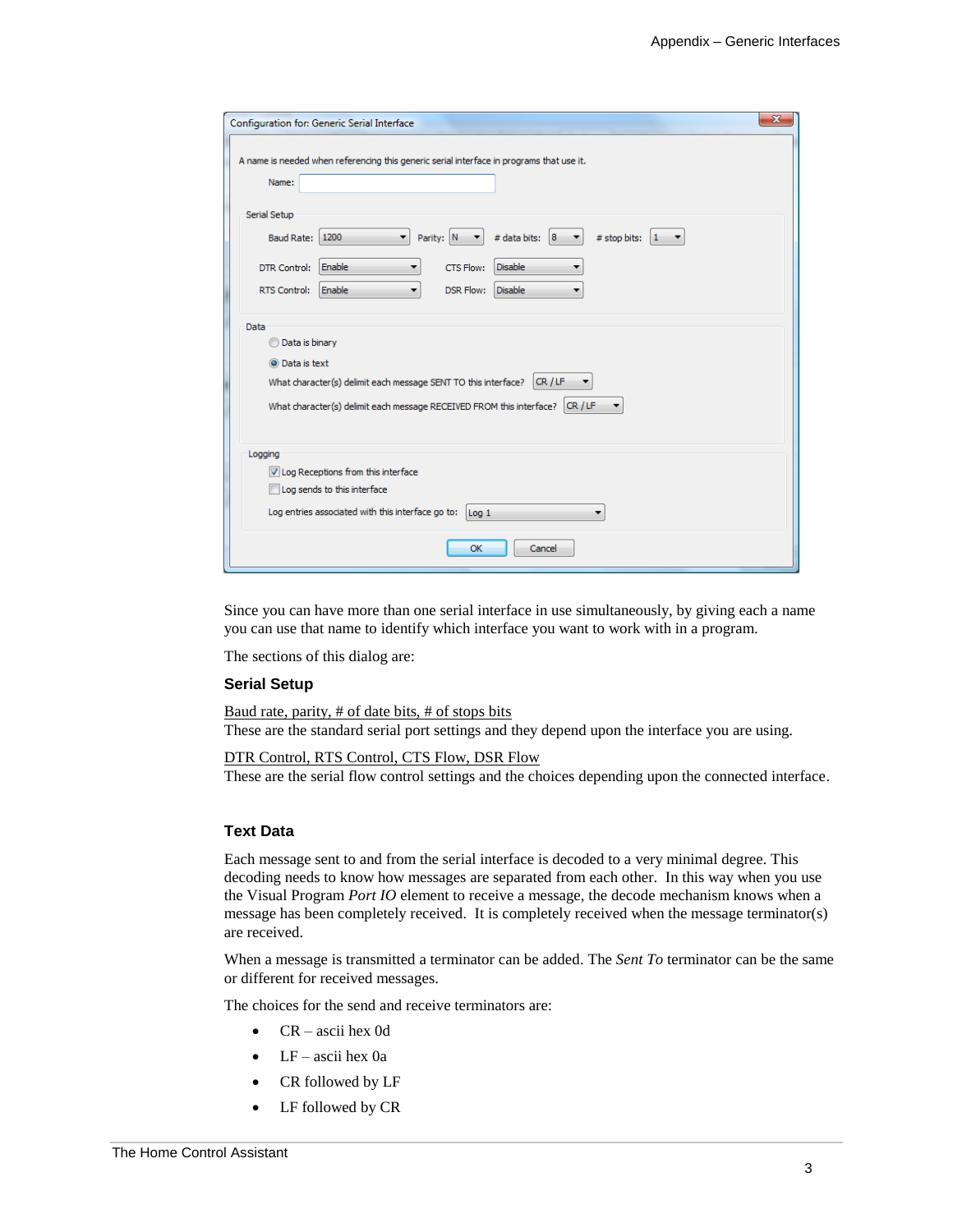Since you can have more than one serial interface in use simultaneously, by giving each a name you can use that name to identify which interface you want to work with in a program.

The sections of this dialog are:

### Serial Setup

Baud rate, parity, # of date bits, # of stops bits
These are the standard serial port settings and they depend upon the interface you are using.

DTR Control, RTS Control, CTS Flow, DSR Flow
These are the serial flow control settings and the choices depending upon the connected interface.

### Text Data

Each message sent to and from the serial interface is decoded to a very minimal degree. This decoding needs to know how messages are separated from each other. In this way when you use the Visual Program *Port IO* element to receive a message, the decode mechanism knows when a message has been completely received. It is completely received when the message terminator(s) are received.

When a message is transmitted a terminator can be added. The *Sent To* terminator can be the same or different for received messages.

The choices for the send and receive terminators are:

- CR – ascii hex 0d
- LF – ascii hex 0a
- CR followed by LF
- LF followed by CR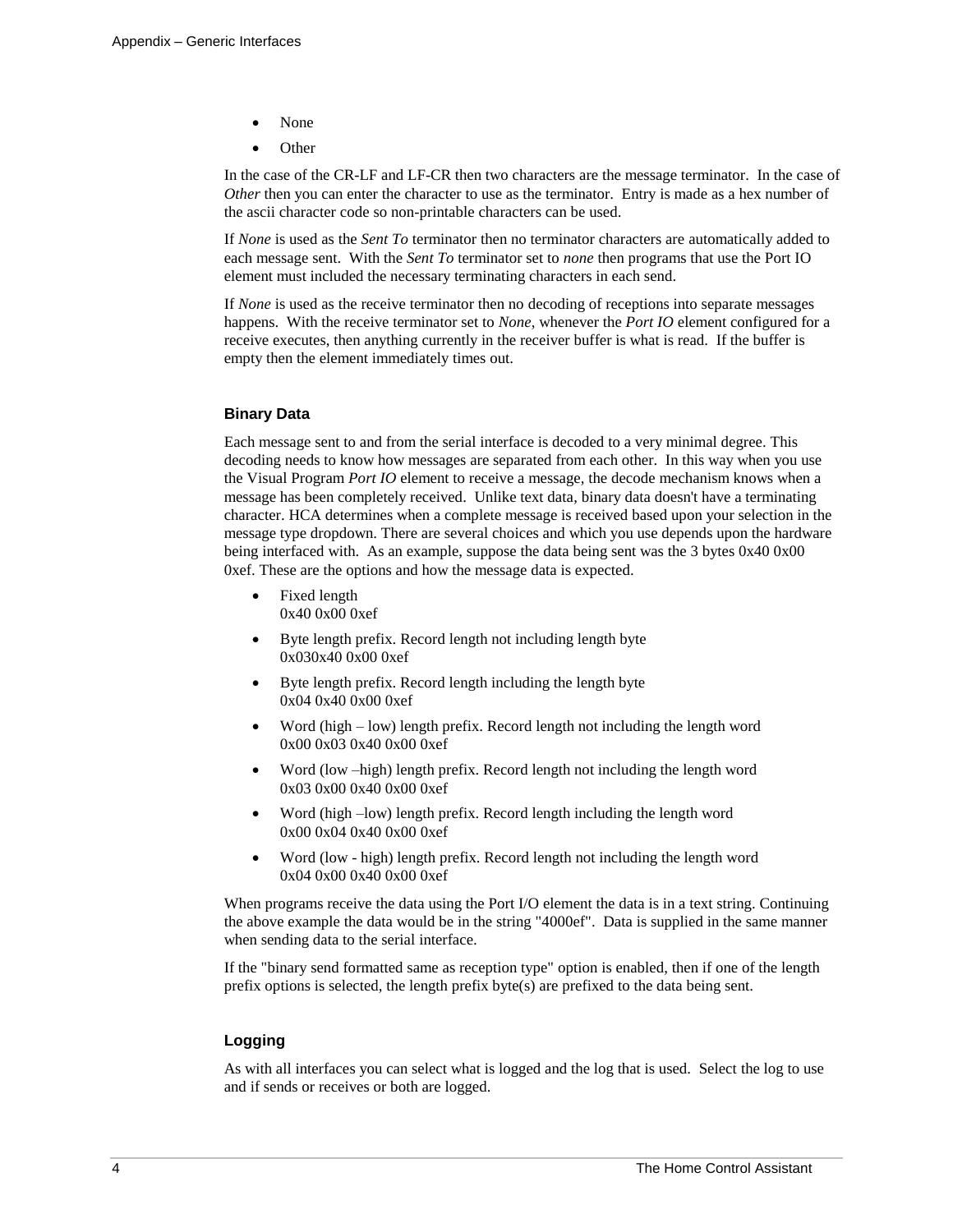- None
- Other

In the case of the CR-LF and LF-CR then two characters are the message terminator. In the case of *Other* then you can enter the character to use as the terminator. Entry is made as a hex number of the ascii character code so non-printable characters can be used.

If *None* is used as the *Sent To* terminator then no terminator characters are automatically added to each message sent. With the *Sent To* terminator set to *none* then programs that use the Port IO element must included the necessary terminating characters in each send.

If *None* is used as the receive terminator then no decoding of receptions into separate messages happens. With the receive terminator set to *None*, whenever the *Port IO* element configured for a receive executes, then anything currently in the receiver buffer is what is read. If the buffer is empty then the element immediately times out.

### Binary Data

Each message sent to and from the serial interface is decoded to a very minimal degree. This decoding needs to know how messages are separated from each other. In this way when you use the Visual Program *Port IO* element to receive a message, the decode mechanism knows when a message has been completely received. Unlike text data, binary data doesn't have a terminating character. HCA determines when a complete message is received based upon your selection in the message type dropdown. There are several choices and which you use depends upon the hardware being interfaced with. As an example, suppose the data being sent was the 3 bytes 0x40 0x00 0xef. These are the options and how the message data is expected.

- Fixed length
  0x40 0x00 0xef
- Byte length prefix. Record length not including length byte
  0x030x40 0x00 0xef
- Byte length prefix. Record length including the length byte
  0x04 0x40 0x00 0xef
- Word (high – low) length prefix. Record length not including the length word
  0x00 0x03 0x40 0x00 0xef
- Word (low –high) length prefix. Record length not including the length word
  0x03 0x00 0x40 0x00 0xef
- Word (high –low) length prefix. Record length including the length word
  0x00 0x04 0x40 0x00 0xef
- Word (low - high) length prefix. Record length not including the length word
  0x04 0x00 0x40 0x00 0xef

When programs receive the data using the Port I/O element the data is in a text string. Continuing the above example the data would be in the string "4000ef". Data is supplied in the same manner when sending data to the serial interface.

If the "binary send formatted same as reception type" option is enabled, then if one of the length prefix options is selected, the length prefix byte(s) are prefixed to the data being sent.

### Logging

As with all interfaces you can select what is logged and the log that is used. Select the log to use and if sends or receives or both are logged.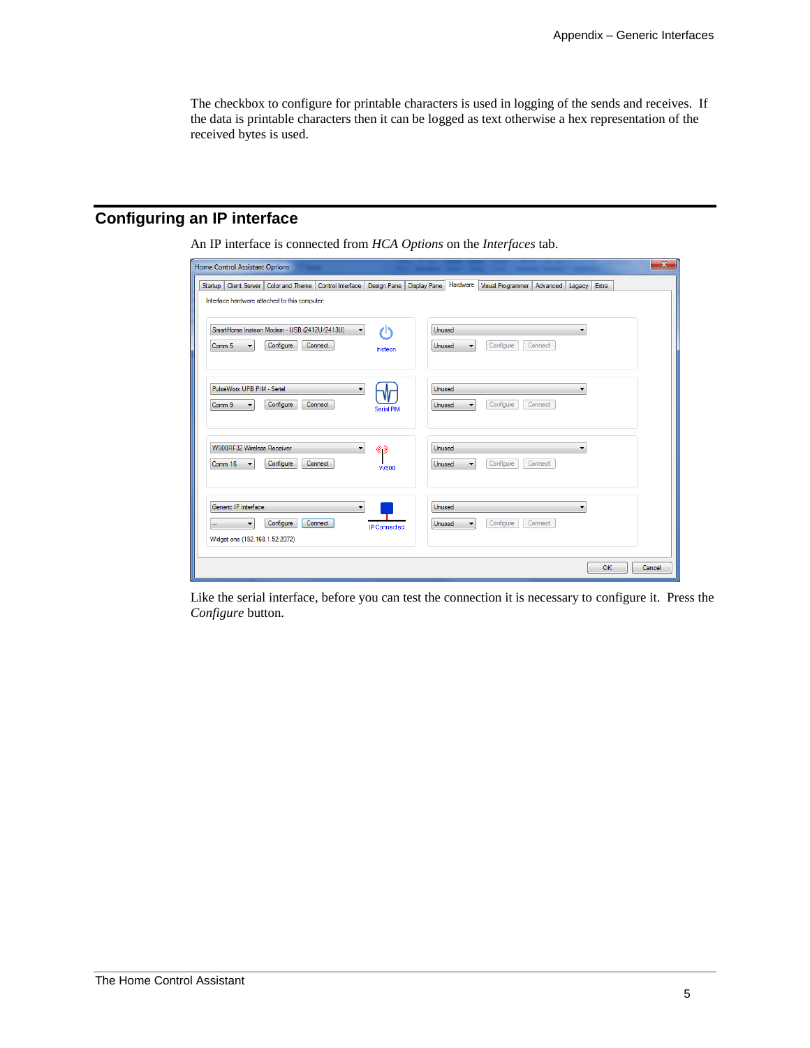The checkbox to configure for printable characters is used in logging of the sends and receives. If the data is printable characters then it can be logged as text otherwise a hex representation of the received bytes is used.

## Configuring an IP interface

An IP interface is connected from *HCA Options* on the *Interfaces* tab.

Like the serial interface, before you can test the connection it is necessary to configure it. Press the *Configure* button.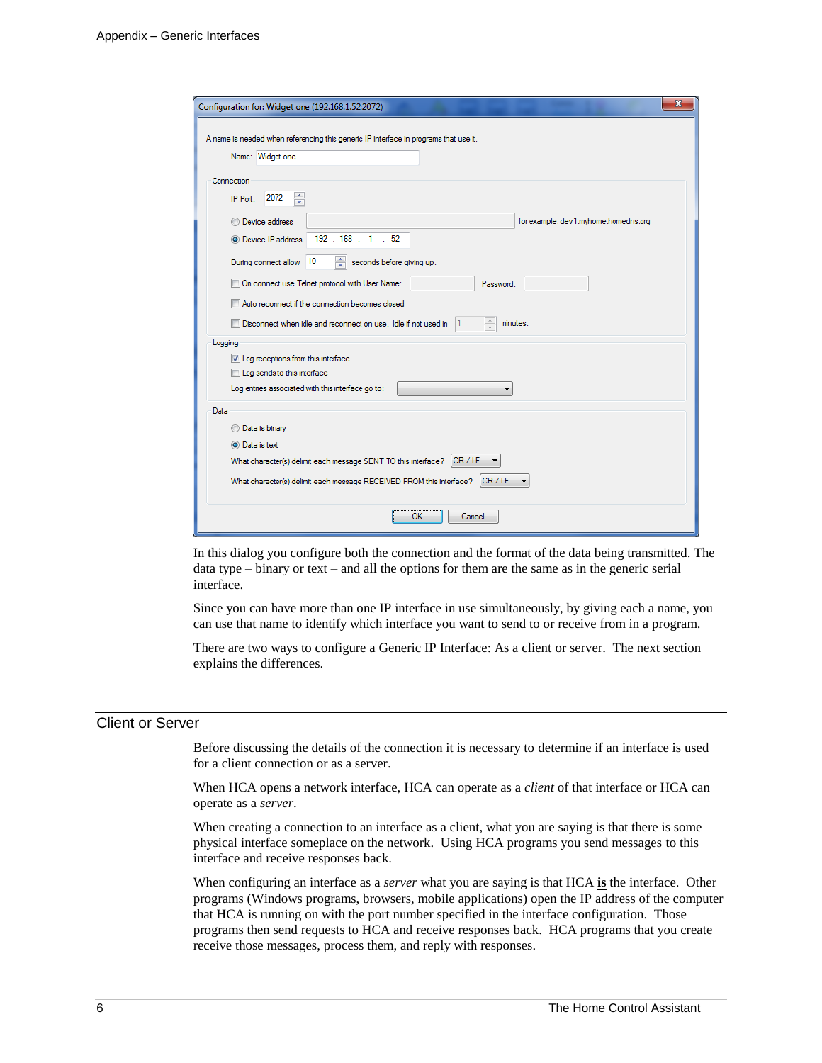In this dialog you configure both the connection and the format of the data being transmitted. The data type – binary or text – and all the options for them are the same as in the generic serial interface.

Since you can have more than one IP interface in use simultaneously, by giving each a name, you can use that name to identify which interface you want to send to or receive from in a program.

There are two ways to configure a Generic IP Interface: As a client or server. The next section explains the differences.

## Client or Server

Before discussing the details of the connection it is necessary to determine if an interface is used for a client connection or as a server.

When HCA opens a network interface, HCA can operate as a *client* of that interface or HCA can operate as a *server*.

When creating a connection to an interface as a client, what you are saying is that there is some physical interface someplace on the network. Using HCA programs you send messages to this interface and receive responses back.

When configuring an interface as a *server* what you are saying is that HCA **is** the interface. Other programs (Windows programs, browsers, mobile applications) open the IP address of the computer that HCA is running on with the port number specified in the interface configuration. Those programs then send requests to HCA and receive responses back. HCA programs that you create receive those messages, process them, and reply with responses.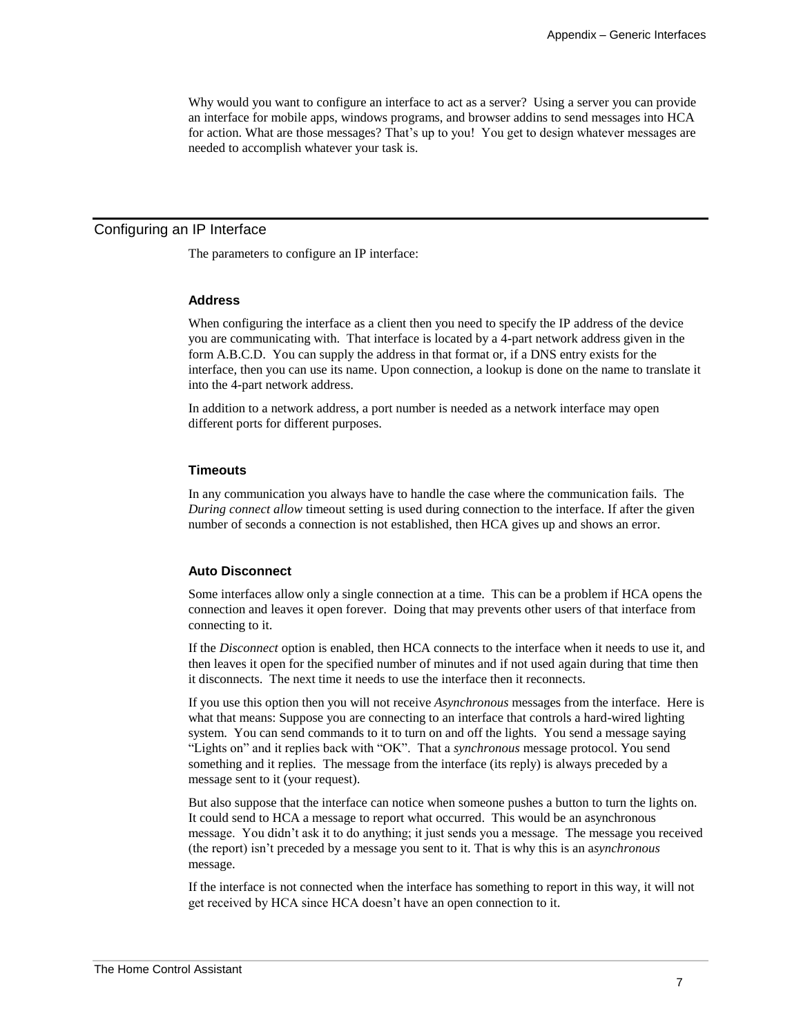Why would you want to configure an interface to act as a server? Using a server you can provide an interface for mobile apps, windows programs, and browser addins to send messages into HCA for action. What are those messages? That's up to you! You get to design whatever messages are needed to accomplish whatever your task is.

## Configuring an IP Interface

The parameters to configure an IP interface:

### Address

When configuring the interface as a client then you need to specify the IP address of the device you are communicating with. That interface is located by a 4-part network address given in the form A.B.C.D. You can supply the address in that format or, if a DNS entry exists for the interface, then you can use its name. Upon connection, a lookup is done on the name to translate it into the 4-part network address.

In addition to a network address, a port number is needed as a network interface may open different ports for different purposes.

### Timeouts

In any communication you always have to handle the case where the communication fails. The *During connect allow* timeout setting is used during connection to the interface. If after the given number of seconds a connection is not established, then HCA gives up and shows an error.

### Auto Disconnect

Some interfaces allow only a single connection at a time. This can be a problem if HCA opens the connection and leaves it open forever. Doing that may prevents other users of that interface from connecting to it.

If the *Disconnect* option is enabled, then HCA connects to the interface when it needs to use it, and then leaves it open for the specified number of minutes and if not used again during that time then it disconnects. The next time it needs to use the interface then it reconnects.

If you use this option then you will not receive *Asynchronous* messages from the interface. Here is what that means: Suppose you are connecting to an interface that controls a hard-wired lighting system. You can send commands to it to turn on and off the lights. You send a message saying "Lights on" and it replies back with "OK". That a *synchronous* message protocol. You send something and it replies. The message from the interface (its reply) is always preceded by a message sent to it (your request).

But also suppose that the interface can notice when someone pushes a button to turn the lights on. It could send to HCA a message to report what occurred. This would be an asynchronous message. You didn't ask it to do anything; it just sends you a message. The message you received (the report) isn't preceded by a message you sent to it. That is why this is an as*ynchronous* message.

If the interface is not connected when the interface has something to report in this way, it will not get received by HCA since HCA doesn't have an open connection to it.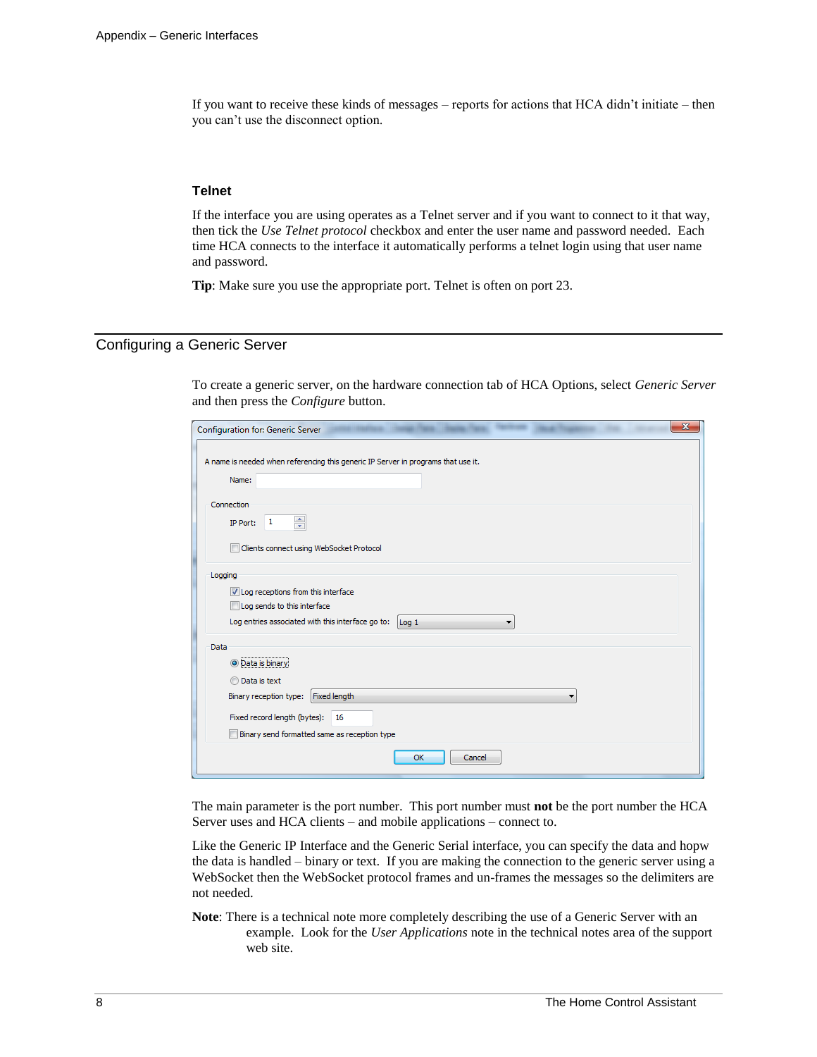If you want to receive these kinds of messages – reports for actions that HCA didn't initiate – then you can't use the disconnect option.

### Telnet

If the interface you are using operates as a Telnet server and if you want to connect to it that way, then tick the *Use Telnet protocol* checkbox and enter the user name and password needed. Each time HCA connects to the interface it automatically performs a telnet login using that user name and password.

**Tip**: Make sure you use the appropriate port. Telnet is often on port 23.

## Configuring a Generic Server

To create a generic server, on the hardware connection tab of HCA Options, select *Generic Server* and then press the *Configure* button.

The main parameter is the port number. This port number must **not** be the port number the HCA Server uses and HCA clients – and mobile applications – connect to.

Like the Generic IP Interface and the Generic Serial interface, you can specify the data and hopw the data is handled – binary or text. If you are making the connection to the generic server using a WebSocket then the WebSocket protocol frames and un-frames the messages so the delimiters are not needed.

**Note**: There is a technical note more completely describing the use of a Generic Server with an example. Look for the *User Applications* note in the technical notes area of the support web site.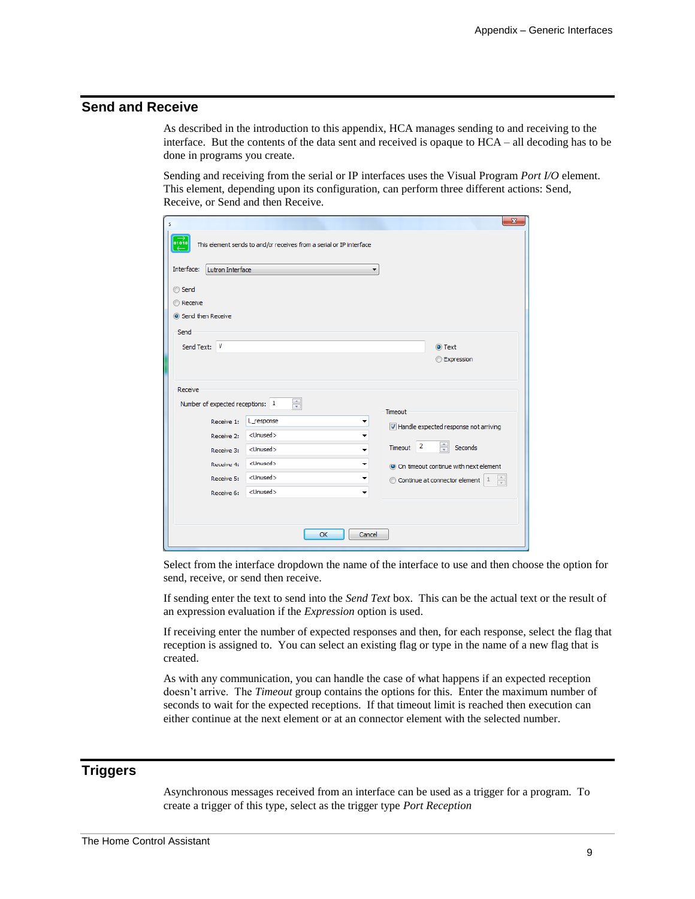## Send and Receive

As described in the introduction to this appendix, HCA manages sending to and receiving to the interface. But the contents of the data sent and received is opaque to HCA – all decoding has to be done in programs you create.

Sending and receiving from the serial or IP interfaces uses the Visual Program *Port I/O* element. This element, depending upon its configuration, can perform three different actions: Send, Receive, or Send and then Receive.

Select from the interface dropdown the name of the interface to use and then choose the option for send, receive, or send then receive.

If sending enter the text to send into the *Send Text* box. This can be the actual text or the result of an expression evaluation if the *Expression* option is used.

If receiving enter the number of expected responses and then, for each response, select the flag that reception is assigned to. You can select an existing flag or type in the name of a new flag that is created.

As with any communication, you can handle the case of what happens if an expected reception doesn't arrive. The *Timeout* group contains the options for this. Enter the maximum number of seconds to wait for the expected receptions. If that timeout limit is reached then execution can either continue at the next element or at an connector element with the selected number.

## Triggers

Asynchronous messages received from an interface can be used as a trigger for a program. To create a trigger of this type, select as the trigger type *Port Reception*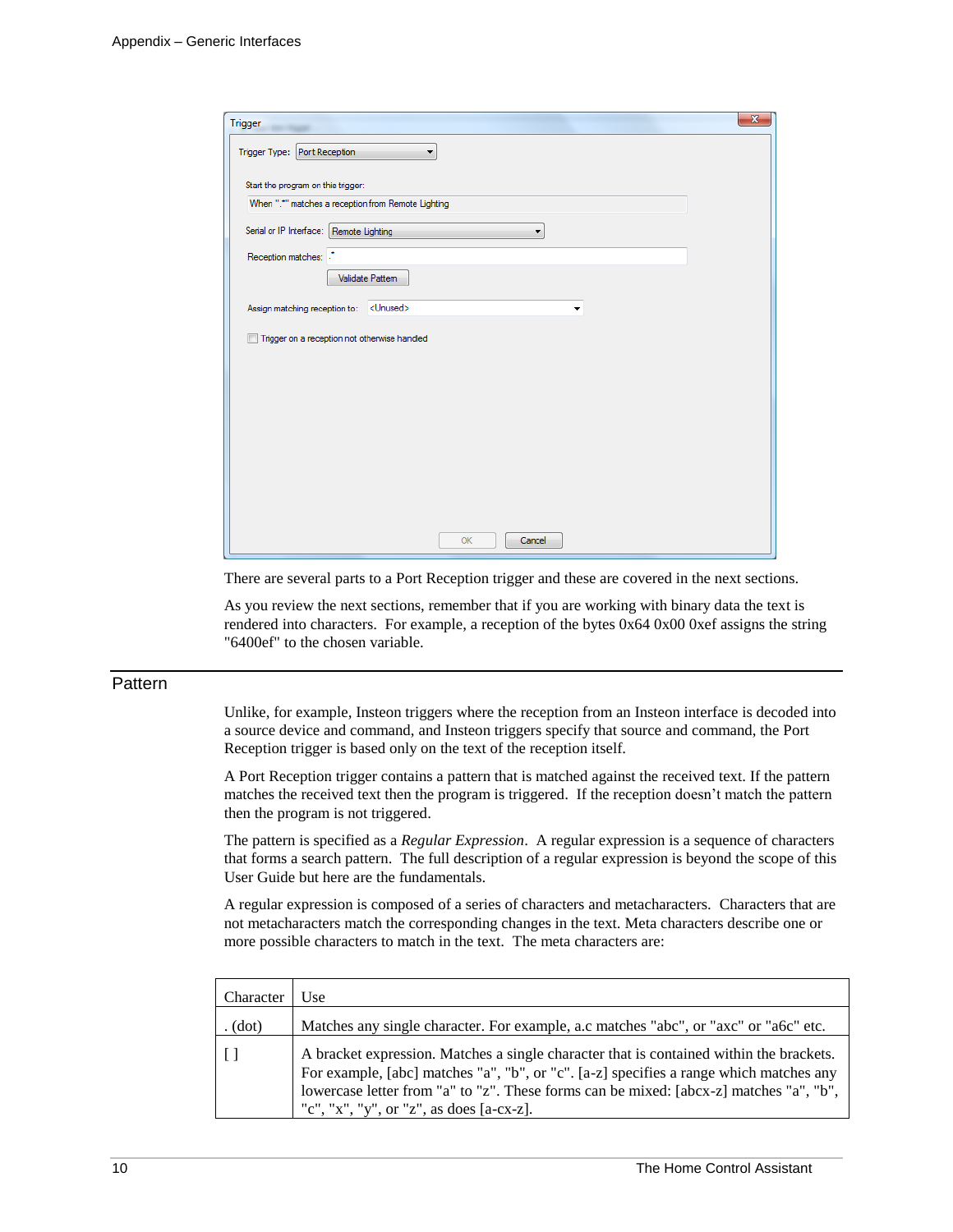There are several parts to a Port Reception trigger and these are covered in the next sections.

As you review the next sections, remember that if you are working with binary data the text is rendered into characters. For example, a reception of the bytes 0x64 0x00 0xef assigns the string "6400ef" to the chosen variable.

## Pattern

Unlike, for example, Insteon triggers where the reception from an Insteon interface is decoded into a source device and command, and Insteon triggers specify that source and command, the Port Reception trigger is based only on the text of the reception itself.

A Port Reception trigger contains a pattern that is matched against the received text. If the pattern matches the received text then the program is triggered. If the reception doesn't match the pattern then the program is not triggered.

The pattern is specified as a *Regular Expression*. A regular expression is a sequence of characters that forms a search pattern. The full description of a regular expression is beyond the scope of this User Guide but here are the fundamentals.

A regular expression is composed of a series of characters and metacharacters. Characters that are not metacharacters match the corresponding changes in the text. Meta characters describe one or more possible characters to match in the text. The meta characters are:

| Character | Use |
|---|---|
| . (dot) | Matches any single character. For example, a.c matches "abc", or "axc" or "a6c" etc. |
| [ ] | A bracket expression. Matches a single character that is contained within the brackets. For example, [abc] matches "a", "b", or "c". [a-z] specifies a range which matches any lowercase letter from "a" to "z". These forms can be mixed: [abcx-z] matches "a", "b", "c", "x", "y", or "z", as does [a-cx-z]. |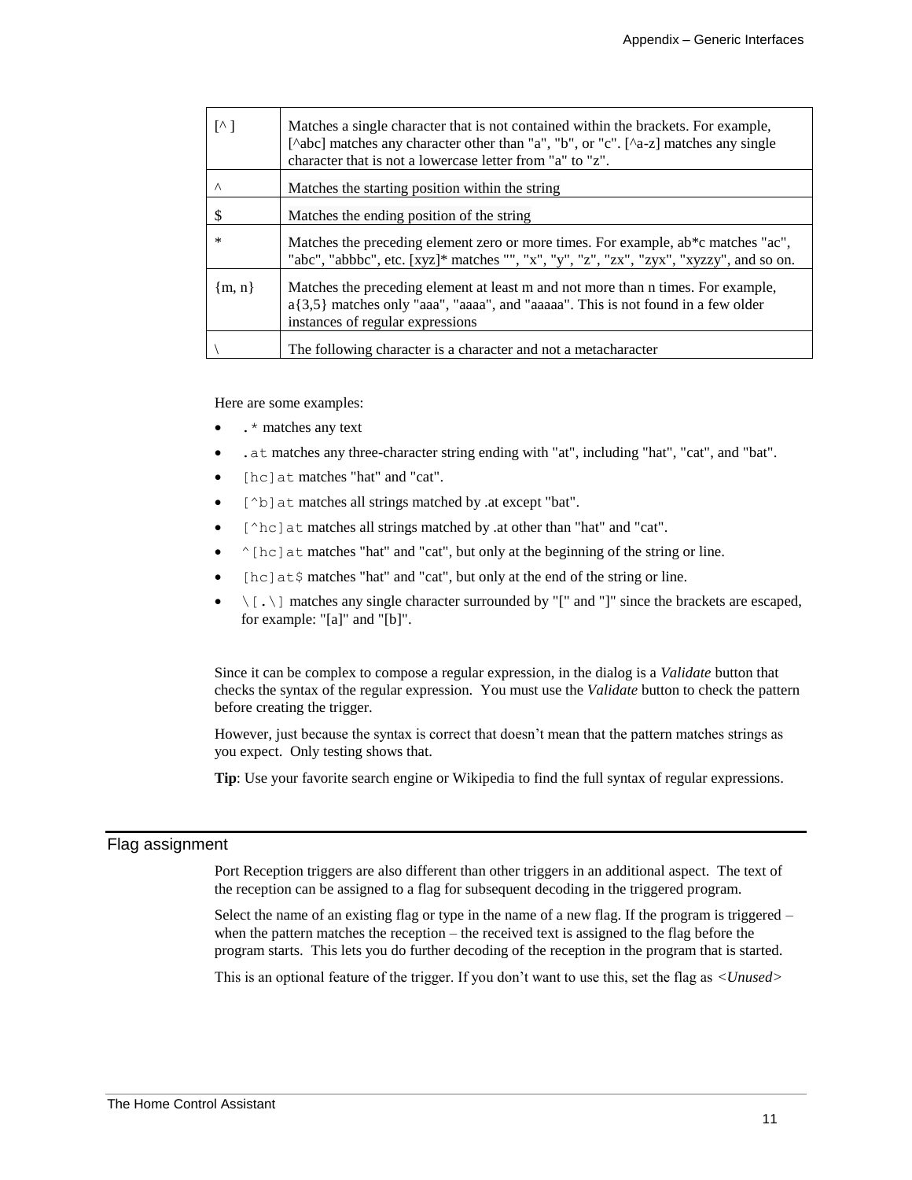| | |
|---|---|
| [^ ] | Matches a single character that is not contained within the brackets. For example, [^abc] matches any character other than "a", "b", or "c". [^a-z] matches any single character that is not a lowercase letter from "a" to "z". |
| ^ | Matches the starting position within the string |
| $ | Matches the ending position of the string |
| * | Matches the preceding element zero or more times. For example, ab*c matches "ac", "abc", "abbbc", etc. [xyz]* matches "", "x", "y", "z", "zx", "zyx", "xyzzy", and so on. |
| {m, n} | Matches the preceding element at least m and not more than n times. For example, a{3,5} matches only "aaa", "aaaa", and "aaaaa". This is not found in a few older instances of regular expressions |
| \ | The following character is a character and not a metacharacter |

Here are some examples:

- `.*` matches any text
- `.at` matches any three-character string ending with "at", including "hat", "cat", and "bat".
- `[hc]at` matches "hat" and "cat".
- `[^b]at` matches all strings matched by .at except "bat".
- `[^hc]at` matches all strings matched by .at other than "hat" and "cat".
- `^[hc]at` matches "hat" and "cat", but only at the beginning of the string or line.
- `[hc]at$` matches "hat" and "cat", but only at the end of the string or line.
- `\[.\]` matches any single character surrounded by "[" and "]" since the brackets are escaped, for example: "[a]" and "[b]".

Since it can be complex to compose a regular expression, in the dialog is a *Validate* button that checks the syntax of the regular expression. You must use the *Validate* button to check the pattern before creating the trigger.

However, just because the syntax is correct that doesn't mean that the pattern matches strings as you expect. Only testing shows that.

**Tip**: Use your favorite search engine or Wikipedia to find the full syntax of regular expressions.

## Flag assignment

Port Reception triggers are also different than other triggers in an additional aspect. The text of the reception can be assigned to a flag for subsequent decoding in the triggered program.

Select the name of an existing flag or type in the name of a new flag. If the program is triggered – when the pattern matches the reception – the received text is assigned to the flag before the program starts. This lets you do further decoding of the reception in the program that is started.

This is an optional feature of the trigger. If you don't want to use this, set the flag as *<Unused>*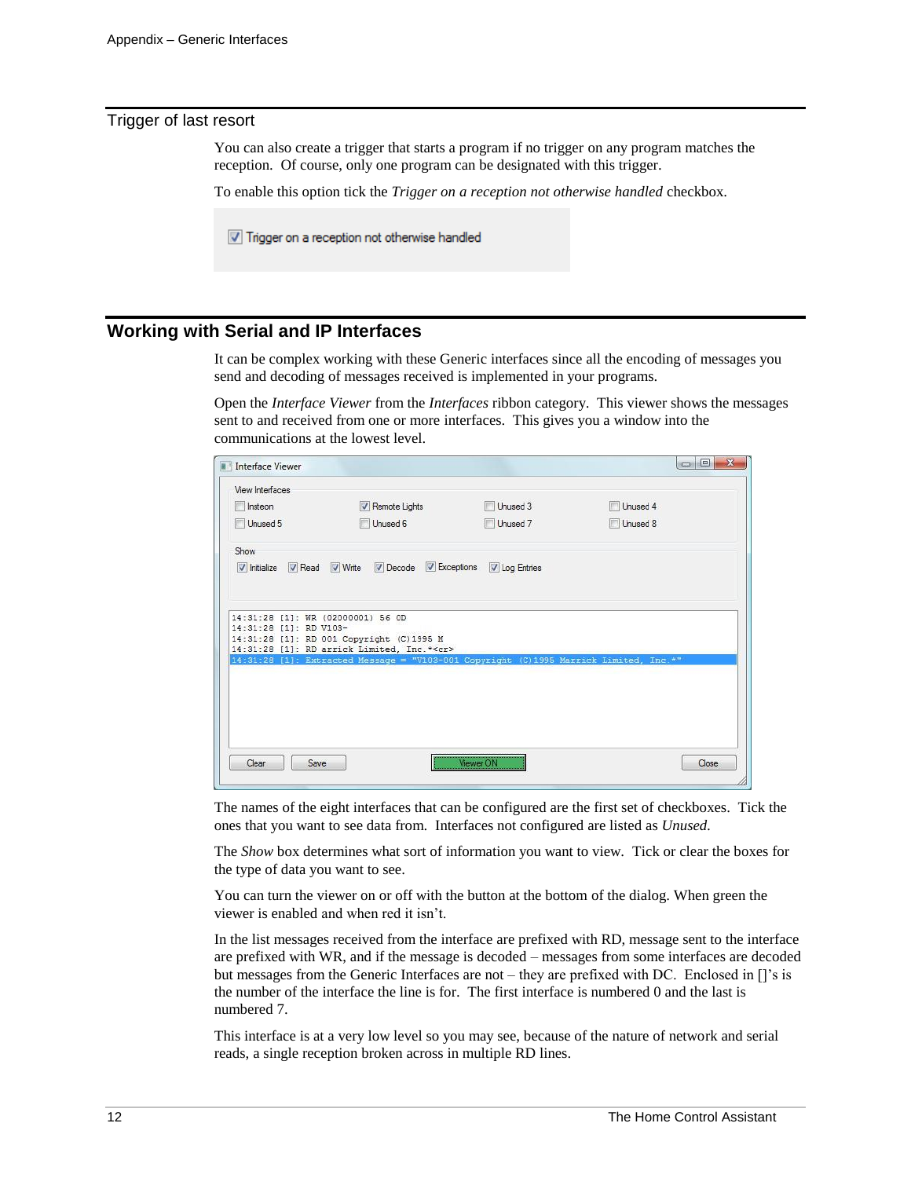## Trigger of last resort

You can also create a trigger that starts a program if no trigger on any program matches the reception. Of course, only one program can be designated with this trigger.

To enable this option tick the *Trigger on a reception not otherwise handled* checkbox.

## Working with Serial and IP Interfaces

It can be complex working with these Generic interfaces since all the encoding of messages you send and decoding of messages received is implemented in your programs.

Open the *Interface Viewer* from the *Interfaces* ribbon category. This viewer shows the messages sent to and received from one or more interfaces. This gives you a window into the communications at the lowest level.

The names of the eight interfaces that can be configured are the first set of checkboxes. Tick the ones that you want to see data from. Interfaces not configured are listed as *Unused.*

The *Show* box determines what sort of information you want to view. Tick or clear the boxes for the type of data you want to see.

You can turn the viewer on or off with the button at the bottom of the dialog. When green the viewer is enabled and when red it isn't.

In the list messages received from the interface are prefixed with RD, message sent to the interface are prefixed with WR, and if the message is decoded – messages from some interfaces are decoded but messages from the Generic Interfaces are not – they are prefixed with DC. Enclosed in []'s is the number of the interface the line is for. The first interface is numbered 0 and the last is numbered 7.

This interface is at a very low level so you may see, because of the nature of network and serial reads, a single reception broken across in multiple RD lines.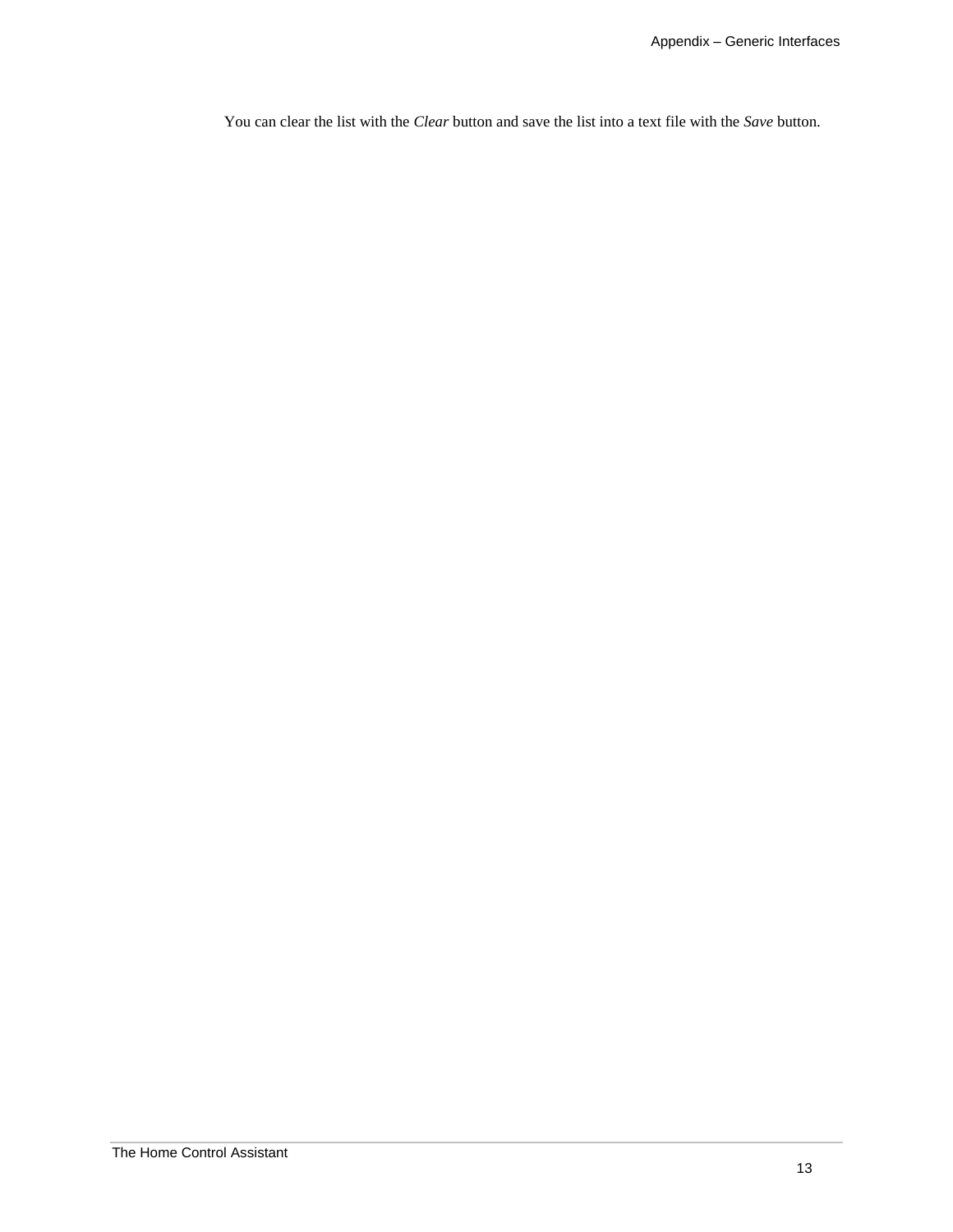You can clear the list with the *Clear* button and save the list into a text file with the *Save* button.